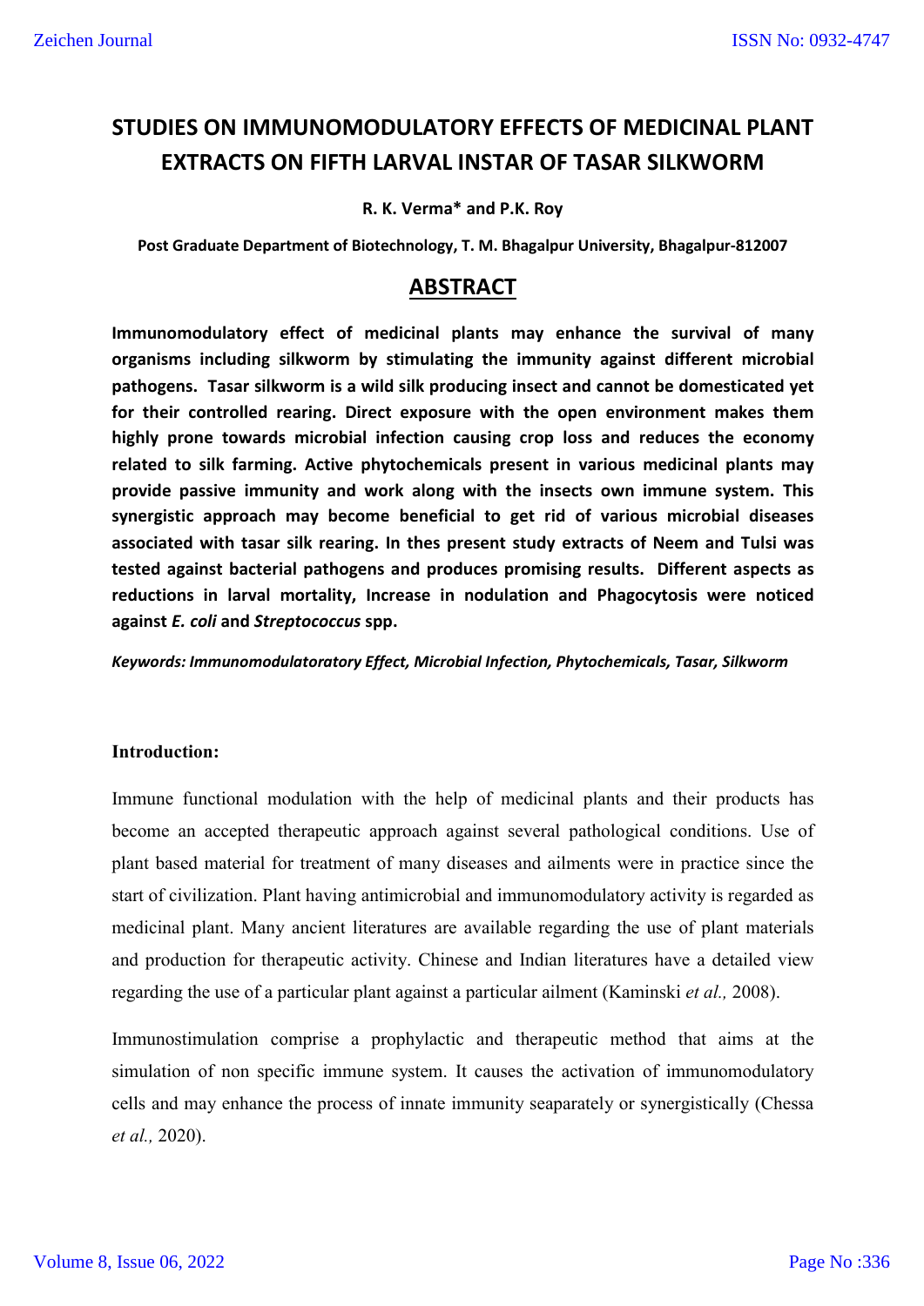# STUDIES ON IMMUNOMODULATORY EFFECTS OF MEDICINAL PLANT EXTRACTS ON FIFTH LARVAL INSTAR OF TASAR SILKWORM

**R. K. Verma* and P.K. Roy**

**Post Graduate Department of Biotechnology, T. M. Bhagalpur University, Bhagalpur-812007**

## ABSTRACT

**Immunomodulatory effect of medicinal plants may enhance the survival of many organisms including silkworm by stimulating the immunity against different microbial pathogens. Tasar silkworm is a wild silk producing insect and cannot be domesticated yet for their controlled rearing. Direct exposure with the open environment makes them highly prone towards microbial infection causing crop loss and reduces the economy related to silk farming. Active phytochemicals present in various medicinal plants may provide passive immunity and work along with the insects own immune system. This synergistic approach may become beneficial to get rid of various microbial diseases associated with tasar silk rearing. In thes present study extracts of Neem and Tulsi was tested against bacterial pathogens and produces promising results. Different aspects as reductions in larval mortality, Increase in nodulation and Phagocytosis were noticed against *E. coli* and *Streptococcus* spp.**

***Keywords: Immunomodulatoratory Effect, Microbial Infection, Phytochemicals, Tasar, Silkworm***

**Introduction:**

Immune functional modulation with the help of medicinal plants and their products has become an accepted therapeutic approach against several pathological conditions. Use of plant based material for treatment of many diseases and ailments were in practice since the start of civilization. Plant having antimicrobial and immunomodulatory activity is regarded as medicinal plant. Many ancient literatures are available regarding the use of plant materials and production for therapeutic activity. Chinese and Indian literatures have a detailed view regarding the use of a particular plant against a particular ailment (Kaminski *et al.,* 2008).

Immunostimulation comprise a prophylactic and therapeutic method that aims at the simulation of non specific immune system. It causes the activation of immunomodulatory cells and may enhance the process of innate immunity seaparately or synergistically (Chessa *et al.,* 2020).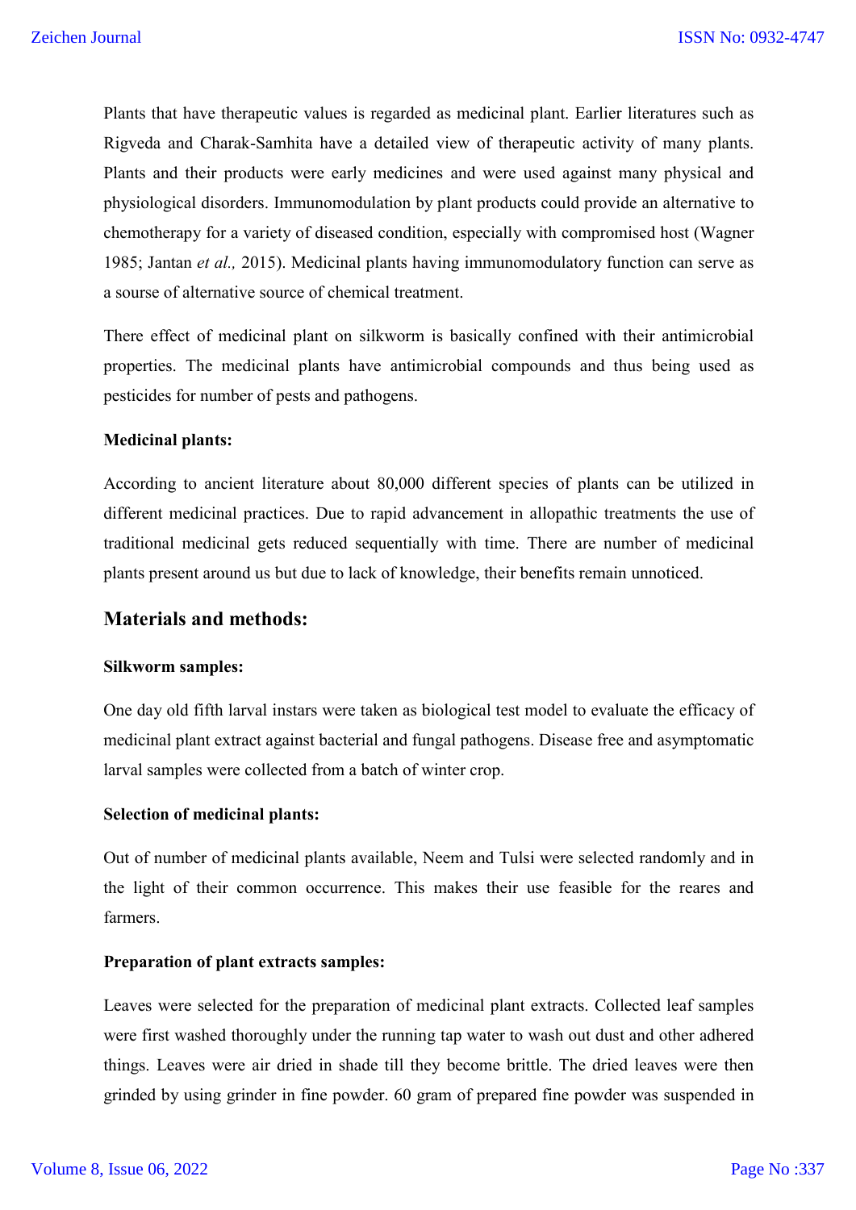Plants that have therapeutic values is regarded as medicinal plant. Earlier literatures such as Rigveda and Charak-Samhita have a detailed view of therapeutic activity of many plants. Plants and their products were early medicines and were used against many physical and physiological disorders. Immunomodulation by plant products could provide an alternative to chemotherapy for a variety of diseased condition, especially with compromised host (Wagner 1985; Jantan *et al.,* 2015). Medicinal plants having immunomodulatory function can serve as a sourse of alternative source of chemical treatment.

There effect of medicinal plant on silkworm is basically confined with their antimicrobial properties. The medicinal plants have antimicrobial compounds and thus being used as pesticides for number of pests and pathogens.

**Medicinal plants:**

According to ancient literature about 80,000 different species of plants can be utilized in different medicinal practices. Due to rapid advancement in allopathic treatments the use of traditional medicinal gets reduced sequentially with time. There are number of medicinal plants present around us but due to lack of knowledge, their benefits remain unnoticed.

## Materials and methods:

**Silkworm samples:**

One day old fifth larval instars were taken as biological test model to evaluate the efficacy of medicinal plant extract against bacterial and fungal pathogens. Disease free and asymptomatic larval samples were collected from a batch of winter crop.

**Selection of medicinal plants:**

Out of number of medicinal plants available, Neem and Tulsi were selected randomly and in the light of their common occurrence. This makes their use feasible for the reares and farmers.

**Preparation of plant extracts samples:**

Leaves were selected for the preparation of medicinal plant extracts. Collected leaf samples were first washed thoroughly under the running tap water to wash out dust and other adhered things. Leaves were air dried in shade till they become brittle. The dried leaves were then grinded by using grinder in fine powder. 60 gram of prepared fine powder was suspended in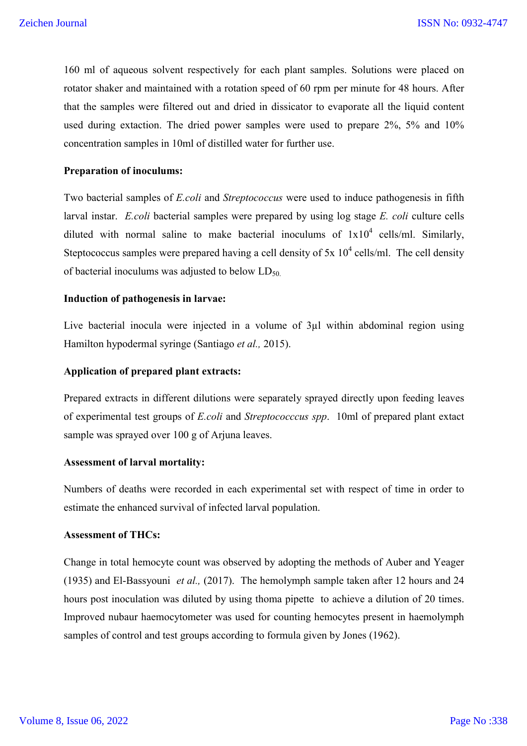160 ml of aqueous solvent respectively for each plant samples. Solutions were placed on rotator shaker and maintained with a rotation speed of 60 rpm per minute for 48 hours. After that the samples were filtered out and dried in dissicator to evaporate all the liquid content used during extaction. The dried power samples were used to prepare 2%, 5% and 10% concentration samples in 10ml of distilled water for further use.

**Preparation of inoculums:**

Two bacterial samples of *E.coli* and *Streptococcus* were used to induce pathogenesis in fifth larval instar. *E.coli* bacterial samples were prepared by using log stage *E. coli* culture cells diluted with normal saline to make bacterial inoculums of $1x10^4$ cells/ml. Similarly, Steptococcus samples were prepared having a cell density of $5x\ 10^4$ cells/ml. The cell density of bacterial inoculums was adjusted to below $LD_{50.}$

**Induction of pathogenesis in larvae:**

Live bacterial inocula were injected in a volume of 3µl within abdominal region using Hamilton hypodermal syringe (Santiago *et al.,* 2015).

**Application of prepared plant extracts:**

Prepared extracts in different dilutions were separately sprayed directly upon feeding leaves of experimental test groups of *E.coli* and *Streptococcccus spp*. 10ml of prepared plant extact sample was sprayed over 100 g of Arjuna leaves.

**Assessment of larval mortality:**

Numbers of deaths were recorded in each experimental set with respect of time in order to estimate the enhanced survival of infected larval population.

**Assessment of THCs:**

Change in total hemocyte count was observed by adopting the methods of Auber and Yeager (1935) and El-Bassyouni *et al.,* (2017). The hemolymph sample taken after 12 hours and 24 hours post inoculation was diluted by using thoma pipette to achieve a dilution of 20 times. Improved nubaur haemocytometer was used for counting hemocytes present in haemolymph samples of control and test groups according to formula given by Jones (1962).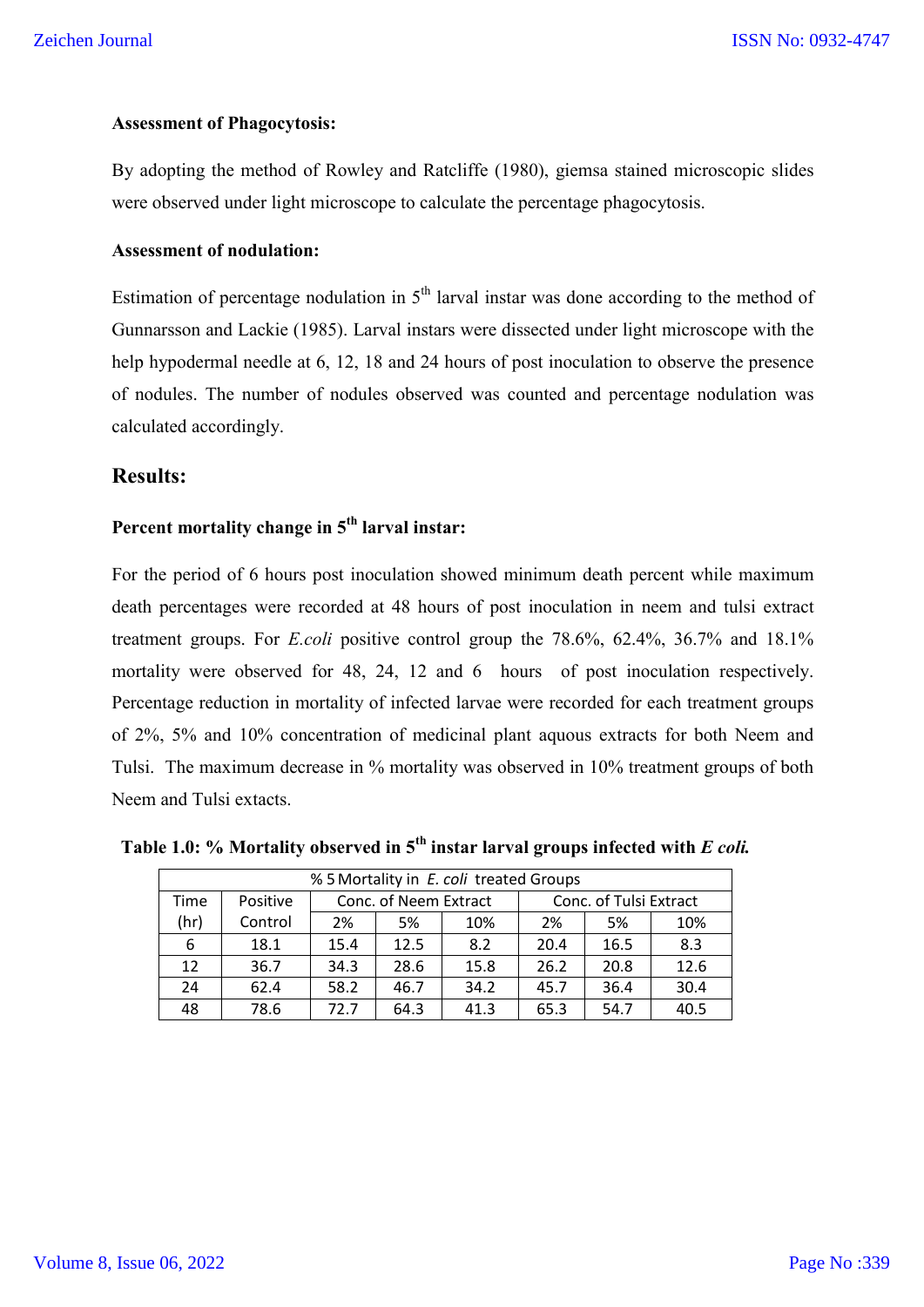**Assessment of Phagocytosis:**

By adopting the method of Rowley and Ratcliffe (1980), giemsa stained microscopic slides were observed under light microscope to calculate the percentage phagocytosis.

**Assessment of nodulation:**

Estimation of percentage nodulation in 5th larval instar was done according to the method of Gunnarsson and Lackie (1985). Larval instars were dissected under light microscope with the help hypodermal needle at 6, 12, 18 and 24 hours of post inoculation to observe the presence of nodules. The number of nodules observed was counted and percentage nodulation was calculated accordingly.

## Results:

**Percent mortality change in 5th larval instar:**

For the period of 6 hours post inoculation showed minimum death percent while maximum death percentages were recorded at 48 hours of post inoculation in neem and tulsi extract treatment groups. For *E.coli* positive control group the 78.6%, 62.4%, 36.7% and 18.1% mortality were observed for 48, 24, 12 and 6 hours of post inoculation respectively. Percentage reduction in mortality of infected larvae were recorded for each treatment groups of 2%, 5% and 10% concentration of medicinal plant aquous extracts for both Neem and Tulsi. The maximum decrease in % mortality was observed in 10% treatment groups of both Neem and Tulsi extacts.

**Table 1.0: % Mortality observed in 5th instar larval groups infected with *E coli.***

| % 5 Mortality in *E. coli* treated Groups | | | | | | | |
|---|---|---|---|---|---|---|---|
| Time (hr) | Positive Control | Conc. of Neem Extract | | | Conc. of Tulsi Extract | | |
| | | 2% | 5% | 10% | 2% | 5% | 10% |
| 6 | 18.1 | 15.4 | 12.5 | 8.2 | 20.4 | 16.5 | 8.3 |
| 12 | 36.7 | 34.3 | 28.6 | 15.8 | 26.2 | 20.8 | 12.6 |
| 24 | 62.4 | 58.2 | 46.7 | 34.2 | 45.7 | 36.4 | 30.4 |
| 48 | 78.6 | 72.7 | 64.3 | 41.3 | 65.3 | 54.7 | 40.5 |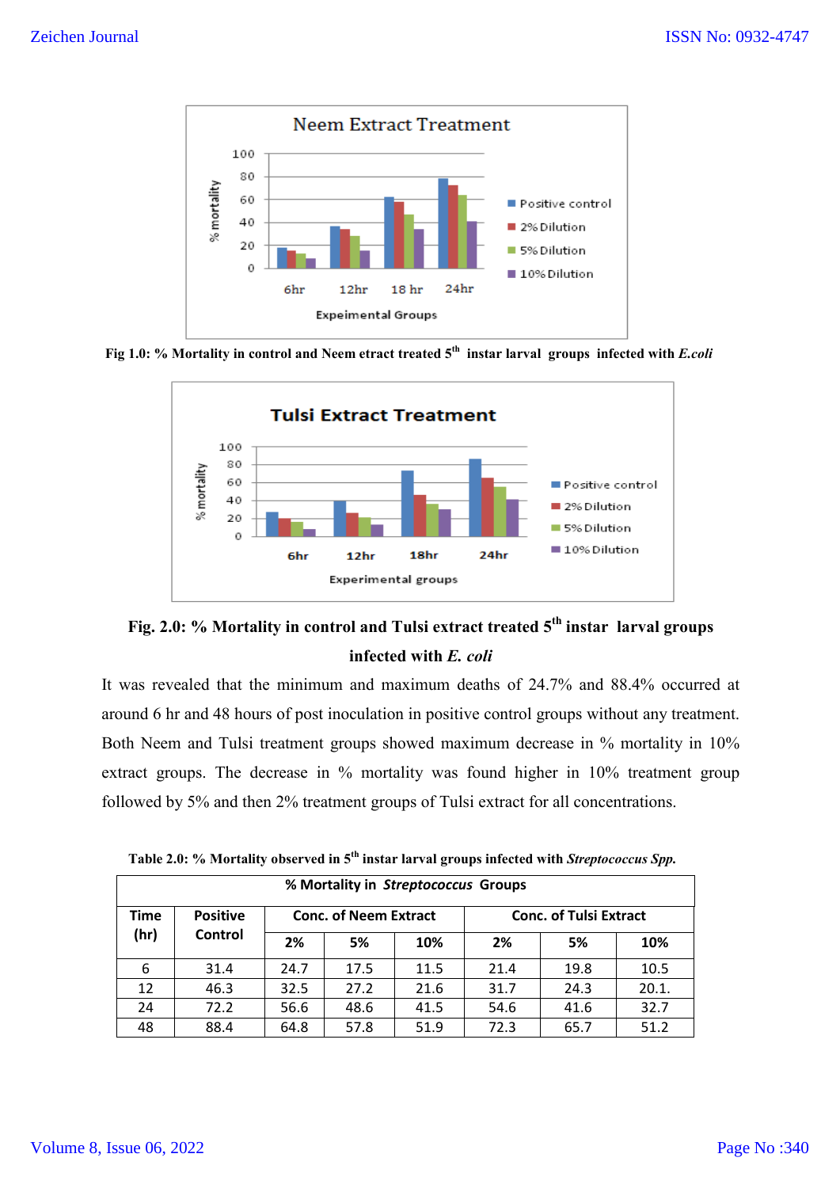Fig 1.0: % Mortality in control and Neem etract treated 5th instar larval groups infected with *E.coli*

Fig. 2.0: % Mortality in control and Tulsi extract treated 5th instar larval groups infected with *E. coli*

It was revealed that the minimum and maximum deaths of 24.7% and 88.4% occurred at around 6 hr and 48 hours of post inoculation in positive control groups without any treatment. Both Neem and Tulsi treatment groups showed maximum decrease in % mortality in 10% extract groups. The decrease in % mortality was found higher in 10% treatment group followed by 5% and then 2% treatment groups of Tulsi extract for all concentrations.

**Table 2.0: % Mortality observed in 5th instar larval groups infected with *Streptococcus Spp.***

| % Mortality in *Streptococcus* Groups | | | | | | | |
|---|---|---|---|---|---|---|---|
| Time (hr) | Positive Control | Conc. of Neem Extract | | | Conc. of Tulsi Extract | | |
| | | 2% | 5% | 10% | 2% | 5% | 10% |
| 6 | 31.4 | 24.7 | 17.5 | 11.5 | 21.4 | 19.8 | 10.5 |
| 12 | 46.3 | 32.5 | 27.2 | 21.6 | 31.7 | 24.3 | 20.1. |
| 24 | 72.2 | 56.6 | 48.6 | 41.5 | 54.6 | 41.6 | 32.7 |
| 48 | 88.4 | 64.8 | 57.8 | 51.9 | 72.3 | 65.7 | 51.2 |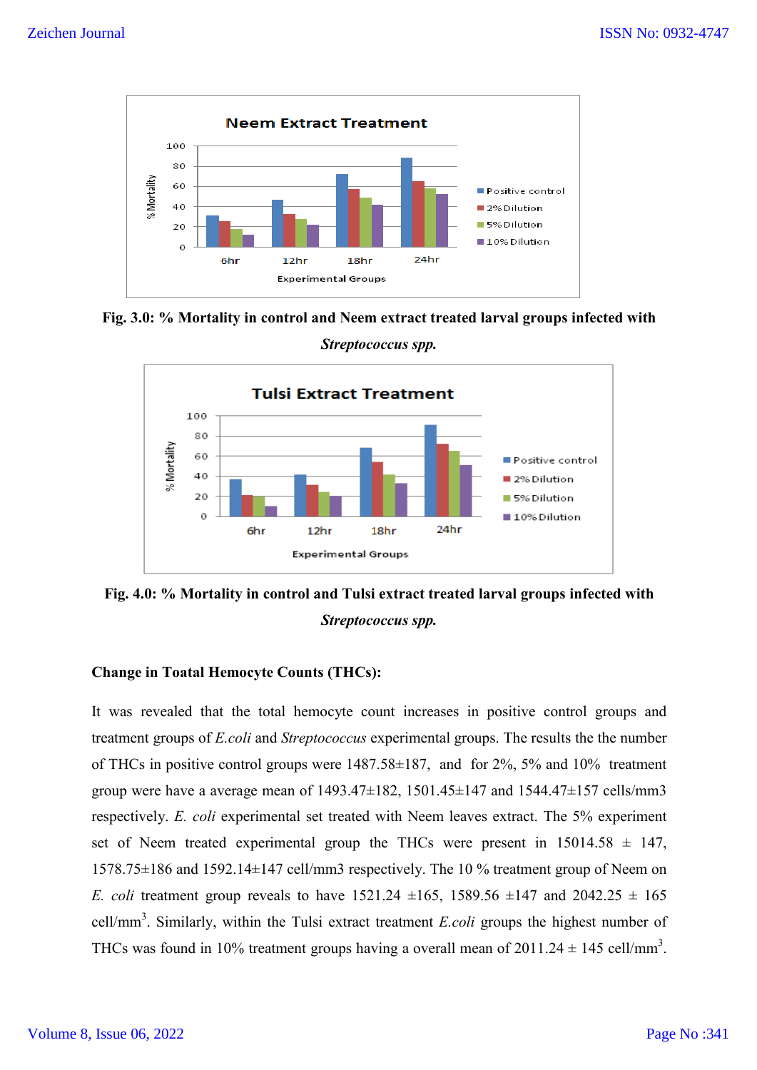Fig. 3.0: % Mortality in control and Neem extract treated larval groups infected with *Streptococcus spp.*

Fig. 4.0: % Mortality in control and Tulsi extract treated larval groups infected with *Streptococcus spp.*

**Change in Toatal Hemocyte Counts (THCs):**

It was revealed that the total hemocyte count increases in positive control groups and treatment groups of *E.coli* and *Streptococcus* experimental groups. The results the the number of THCs in positive control groups were 1487.58±187, and for 2%, 5% and 10% treatment group were have a average mean of 1493.47±182, 1501.45±147 and 1544.47±157 cells/mm3 respectively. *E. coli* experimental set treated with Neem leaves extract. The 5% experiment set of Neem treated experimental group the THCs were present in 15014.58 ± 147, 1578.75±186 and 1592.14±147 cell/mm3 respectively. The 10 % treatment group of Neem on *E. coli* treatment group reveals to have 1521.24 ±165, 1589.56 ±147 and 2042.25 ± 165 cell/mm$^3$. Similarly, within the Tulsi extract treatment *E.coli* groups the highest number of THCs was found in 10% treatment groups having a overall mean of 2011.24 ± 145 cell/mm$^3$.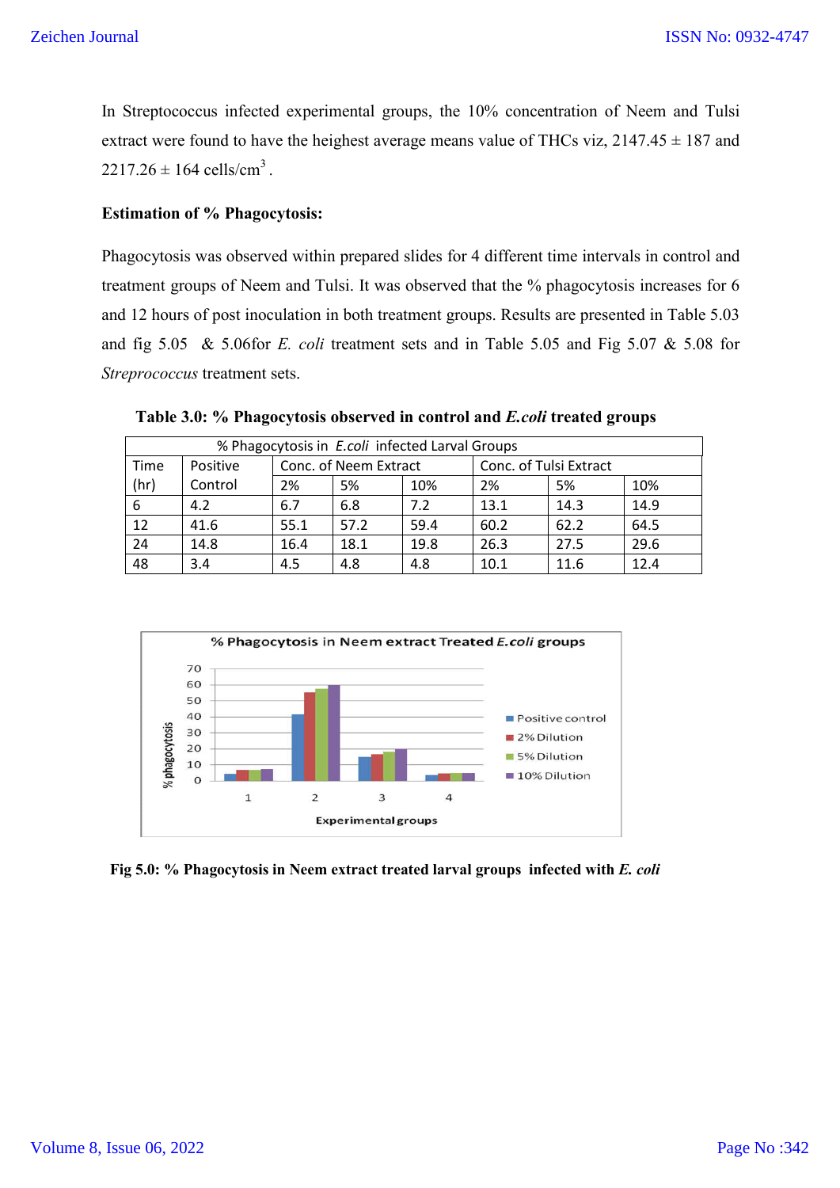In Streptococcus infected experimental groups, the 10% concentration of Neem and Tulsi extract were found to have the heighest average means value of THCs viz, 2147.45 ± 187 and 2217.26 ± 164 cells/cm$^3$ .

### Estimation of % Phagocytosis:

Phagocytosis was observed within prepared slides for 4 different time intervals in control and treatment groups of Neem and Tulsi. It was observed that the % phagocytosis increases for 6 and 12 hours of post inoculation in both treatment groups. Results are presented in Table 5.03 and fig 5.05 & 5.06for *E. coli* treatment sets and in Table 5.05 and Fig 5.07 & 5.08 for *Streprococcus* treatment sets.

**Table 3.0: % Phagocytosis observed in control and *E.coli* treated groups**

| % Phagocytosis in *E.coli* infected Larval Groups | | | | | | | |
|---|---|---|---|---|---|---|---|
| Time (hr) | Positive Control | Conc. of Neem Extract | | | Conc. of Tulsi Extract | | |
| | | 2% | 5% | 10% | 2% | 5% | 10% |
| 6 | 4.2 | 6.7 | 6.8 | 7.2 | 13.1 | 14.3 | 14.9 |
| 12 | 41.6 | 55.1 | 57.2 | 59.4 | 60.2 | 62.2 | 64.5 |
| 24 | 14.8 | 16.4 | 18.1 | 19.8 | 26.3 | 27.5 | 29.6 |
| 48 | 3.4 | 4.5 | 4.8 | 4.8 | 10.1 | 11.6 | 12.4 |

**Fig 5.0: % Phagocytosis in Neem extract treated larval groups infected with *E. coli***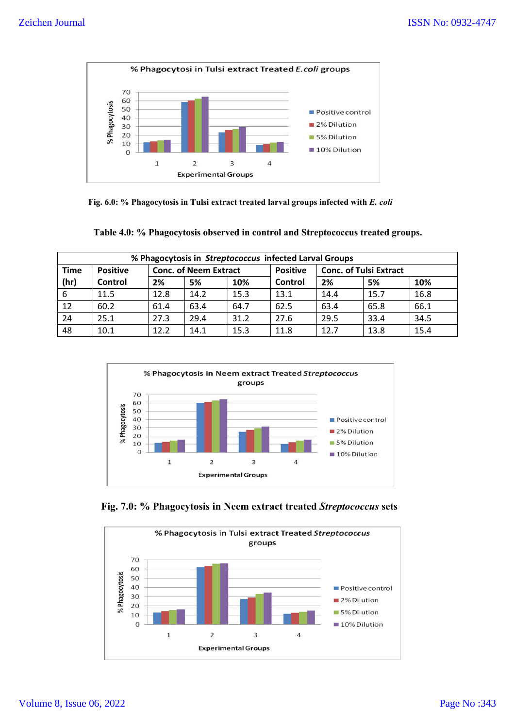Fig. 6.0: % Phagocytosis in Tulsi extract treated larval groups infected with *E. coli*

**Table 4.0: % Phagocytosis observed in control and Streptococcus treated groups.**

| % Phagocytosis in *Streptococcus* infected Larval Groups | | | | | | | | |
|---|---|---|---|---|---|---|---|---|
| Time (hr) | Positive Control | Conc. of Neem Extract | | | Positive Control | Conc. of Tulsi Extract | | |
| | | 2% | 5% | 10% | | 2% | 5% | 10% |
| 6 | 11.5 | 12.8 | 14.2 | 15.3 | 13.1 | 14.4 | 15.7 | 16.8 |
| 12 | 60.2 | 61.4 | 63.4 | 64.7 | 62.5 | 63.4 | 65.8 | 66.1 |
| 24 | 25.1 | 27.3 | 29.4 | 31.2 | 27.6 | 29.5 | 33.4 | 34.5 |
| 48 | 10.1 | 12.2 | 14.1 | 15.3 | 11.8 | 12.7 | 13.8 | 15.4 |

Fig. 7.0: % Phagocytosis in Neem extract treated *Streptococcus* sets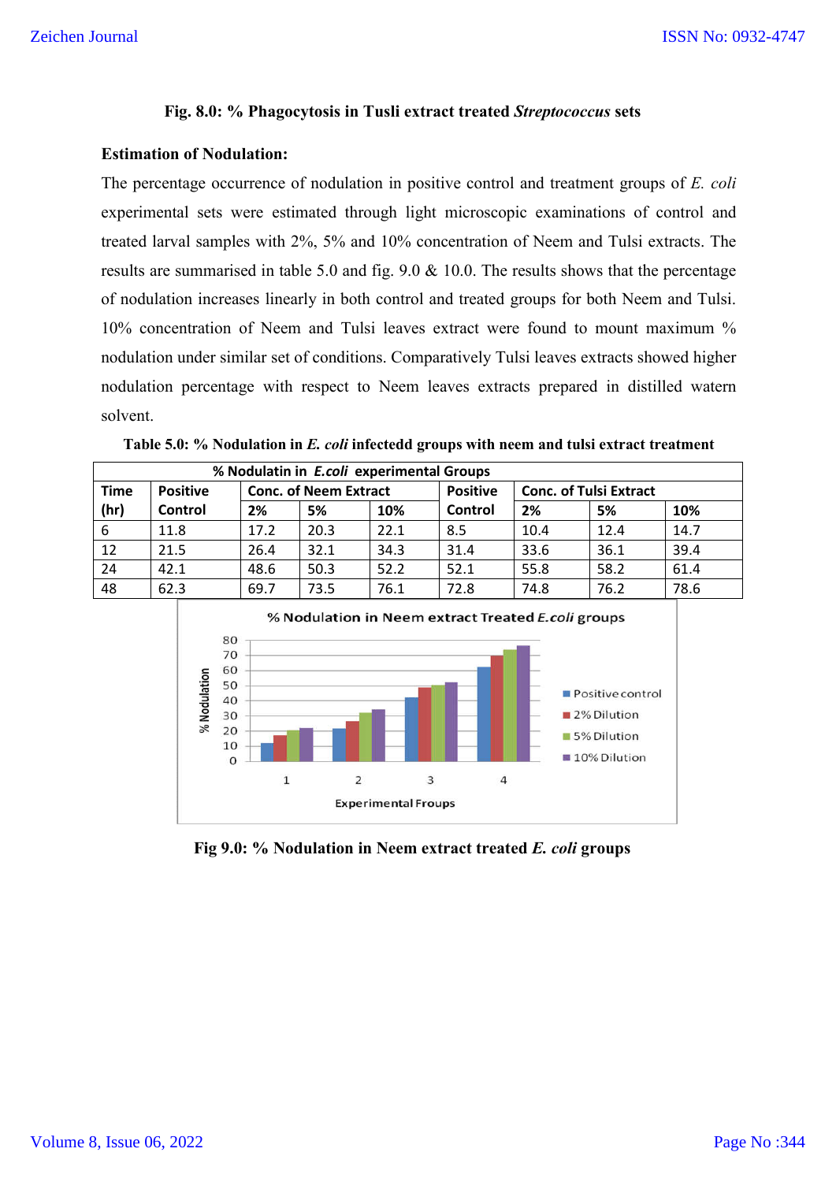**Fig. 8.0: % Phagocytosis in Tusli extract treated *Streptococcus* sets**

**Estimation of Nodulation:**

The percentage occurrence of nodulation in positive control and treatment groups of *E. coli* experimental sets were estimated through light microscopic examinations of control and treated larval samples with 2%, 5% and 10% concentration of Neem and Tulsi extracts. The results are summarised in table 5.0 and fig. 9.0 & 10.0. The results shows that the percentage of nodulation increases linearly in both control and treated groups for both Neem and Tulsi. 10% concentration of Neem and Tulsi leaves extract were found to mount maximum % nodulation under similar set of conditions. Comparatively Tulsi leaves extracts showed higher nodulation percentage with respect to Neem leaves extracts prepared in distilled watern solvent.

**Table 5.0: % Nodulation in *E. coli* infectedd groups with neem and tulsi extract treatment**

| % Nodulatin in *E.coli* experimental Groups | | | | | | | | |
|---|---|---|---|---|---|---|---|---|
| Time (hr) | Positive Control | Conc. of Neem Extract | | | Positive Control | Conc. of Tulsi Extract | | |
| | | 2% | 5% | 10% | | 2% | 5% | 10% |
| 6 | 11.8 | 17.2 | 20.3 | 22.1 | 8.5 | 10.4 | 12.4 | 14.7 |
| 12 | 21.5 | 26.4 | 32.1 | 34.3 | 31.4 | 33.6 | 36.1 | 39.4 |
| 24 | 42.1 | 48.6 | 50.3 | 52.2 | 52.1 | 55.8 | 58.2 | 61.4 |
| 48 | 62.3 | 69.7 | 73.5 | 76.1 | 72.8 | 74.8 | 76.2 | 78.6 |

**Fig 9.0: % Nodulation in Neem extract treated *E. coli* groups**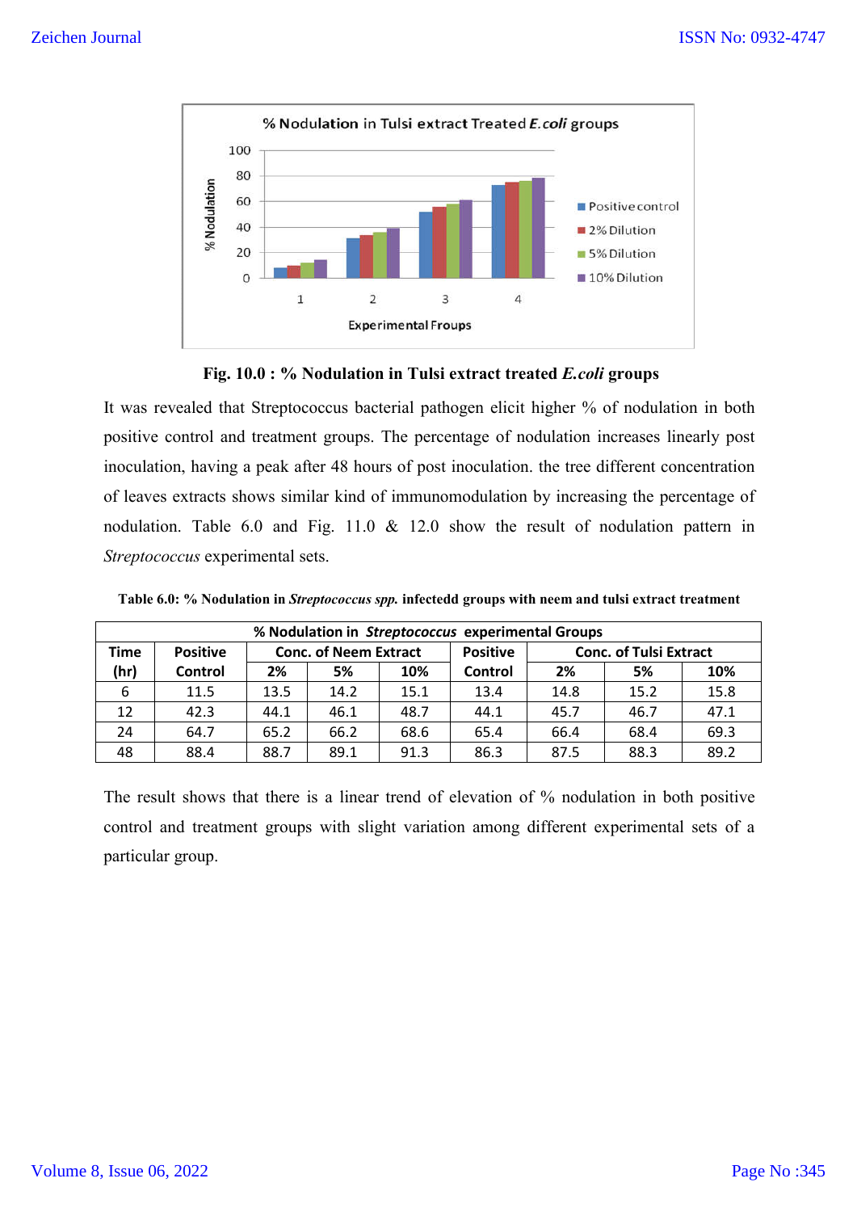Fig. 10.0 : % Nodulation in Tulsi extract treated *E.coli* groups

It was revealed that Streptococcus bacterial pathogen elicit higher % of nodulation in both positive control and treatment groups. The percentage of nodulation increases linearly post inoculation, having a peak after 48 hours of post inoculation. the tree different concentration of leaves extracts shows similar kind of immunomodulation by increasing the percentage of nodulation. Table 6.0 and Fig. 11.0 & 12.0 show the result of nodulation pattern in *Streptococcus* experimental sets.

**Table 6.0: % Nodulation in *Streptococcus spp.* infectedd groups with neem and tulsi extract treatment**

| % Nodulation in *Streptococcus* experimental Groups | | | | | | | | |
|---|---|---|---|---|---|---|---|---|
| Time (hr) | Positive Control | Conc. of Neem Extract | | | Positive Control | Conc. of Tulsi Extract | | |
| | | 2% | 5% | 10% | | 2% | 5% | 10% |
| 6 | 11.5 | 13.5 | 14.2 | 15.1 | 13.4 | 14.8 | 15.2 | 15.8 |
| 12 | 42.3 | 44.1 | 46.1 | 48.7 | 44.1 | 45.7 | 46.7 | 47.1 |
| 24 | 64.7 | 65.2 | 66.2 | 68.6 | 65.4 | 66.4 | 68.4 | 69.3 |
| 48 | 88.4 | 88.7 | 89.1 | 91.3 | 86.3 | 87.5 | 88.3 | 89.2 |

The result shows that there is a linear trend of elevation of % nodulation in both positive control and treatment groups with slight variation among different experimental sets of a particular group.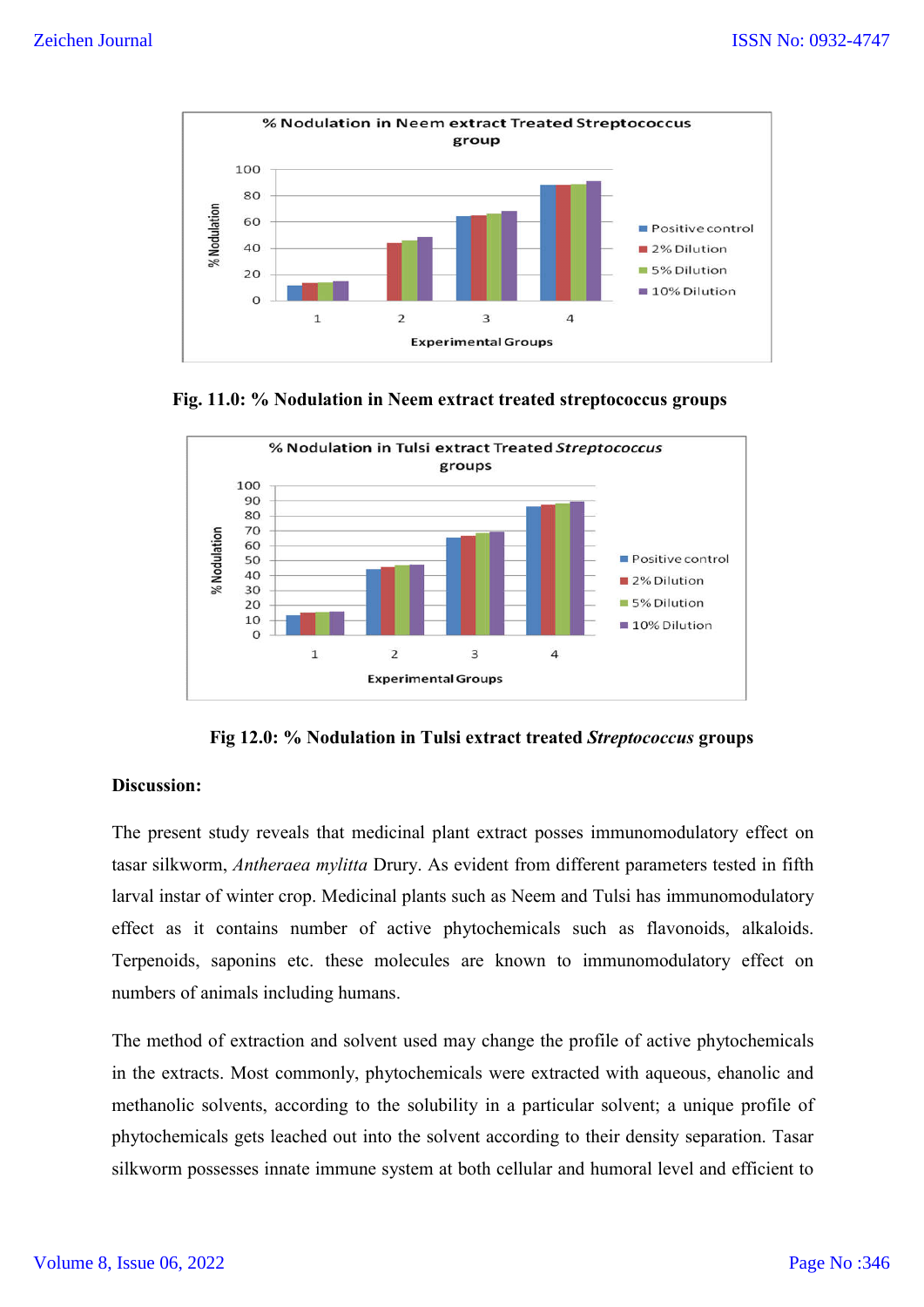Fig. 11.0: % Nodulation in Neem extract treated streptococcus groups

Fig 12.0: % Nodulation in Tulsi extract treated *Streptococcus* groups

**Discussion:**

The present study reveals that medicinal plant extract posses immunomodulatory effect on tasar silkworm, *Antheraea mylitta* Drury. As evident from different parameters tested in fifth larval instar of winter crop. Medicinal plants such as Neem and Tulsi has immunomodulatory effect as it contains number of active phytochemicals such as flavonoids, alkaloids. Terpenoids, saponins etc. these molecules are known to immunomodulatory effect on numbers of animals including humans.

The method of extraction and solvent used may change the profile of active phytochemicals in the extracts. Most commonly, phytochemicals were extracted with aqueous, ehanolic and methanolic solvents, according to the solubility in a particular solvent; a unique profile of phytochemicals gets leached out into the solvent according to their density separation. Tasar silkworm possesses innate immune system at both cellular and humoral level and efficient to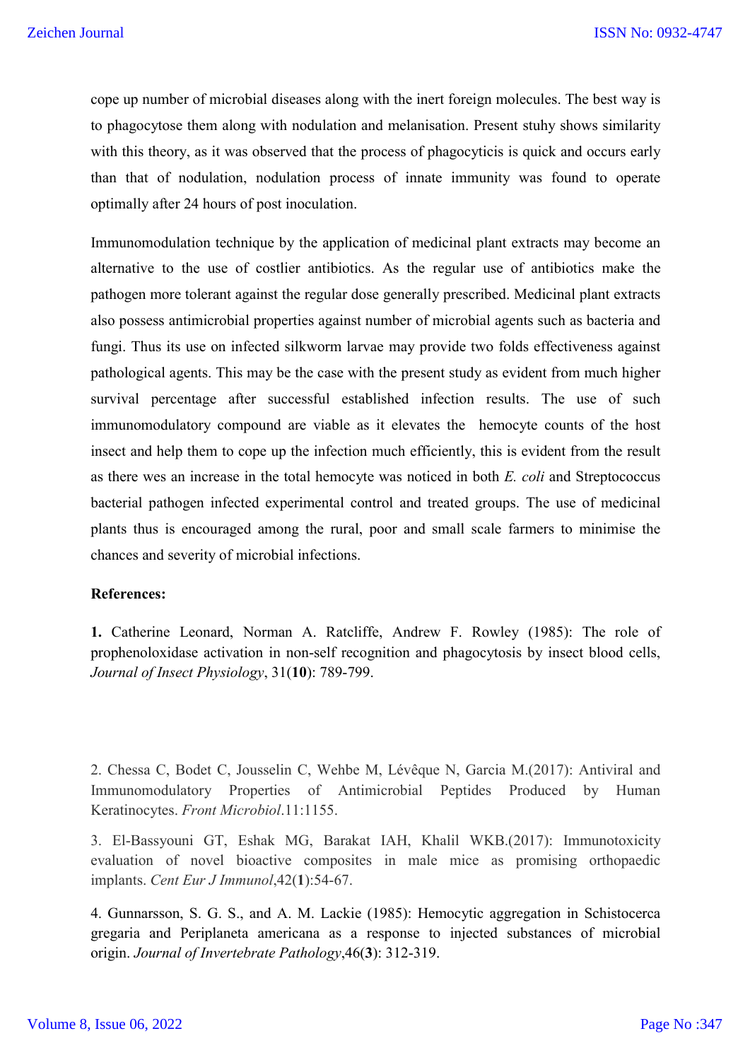cope up number of microbial diseases along with the inert foreign molecules. The best way is to phagocytose them along with nodulation and melanisation. Present stuhy shows similarity with this theory, as it was observed that the process of phagocyticis is quick and occurs early than that of nodulation, nodulation process of innate immunity was found to operate optimally after 24 hours of post inoculation.

Immunomodulation technique by the application of medicinal plant extracts may become an alternative to the use of costlier antibiotics. As the regular use of antibiotics make the pathogen more tolerant against the regular dose generally prescribed. Medicinal plant extracts also possess antimicrobial properties against number of microbial agents such as bacteria and fungi. Thus its use on infected silkworm larvae may provide two folds effectiveness against pathological agents. This may be the case with the present study as evident from much higher survival percentage after successful established infection results. The use of such immunomodulatory compound are viable as it elevates the hemocyte counts of the host insect and help them to cope up the infection much efficiently, this is evident from the result as there wes an increase in the total hemocyte was noticed in both *E. coli* and Streptococcus bacterial pathogen infected experimental control and treated groups. The use of medicinal plants thus is encouraged among the rural, poor and small scale farmers to minimise the chances and severity of microbial infections.

**References:**

**1.** Catherine Leonard, Norman A. Ratcliffe, Andrew F. Rowley (1985): The role of prophenoloxidase activation in non-self recognition and phagocytosis by insect blood cells, *Journal of Insect Physiology*, 31(**10**): 789-799.

2. Chessa C, Bodet C, Jousselin C, Wehbe M, Lévêque N, Garcia M.(2017): Antiviral and Immunomodulatory Properties of Antimicrobial Peptides Produced by Human Keratinocytes. *Front Microbiol*.11:1155.

3. El-Bassyouni GT, Eshak MG, Barakat IAH, Khalil WKB.(2017): Immunotoxicity evaluation of novel bioactive composites in male mice as promising orthopaedic implants. *Cent Eur J Immunol*,42(**1**):54-67.

4. Gunnarsson, S. G. S., and A. M. Lackie (1985): Hemocytic aggregation in Schistocerca gregaria and Periplaneta americana as a response to injected substances of microbial origin. *Journal of Invertebrate Pathology*,46(**3**): 312-319.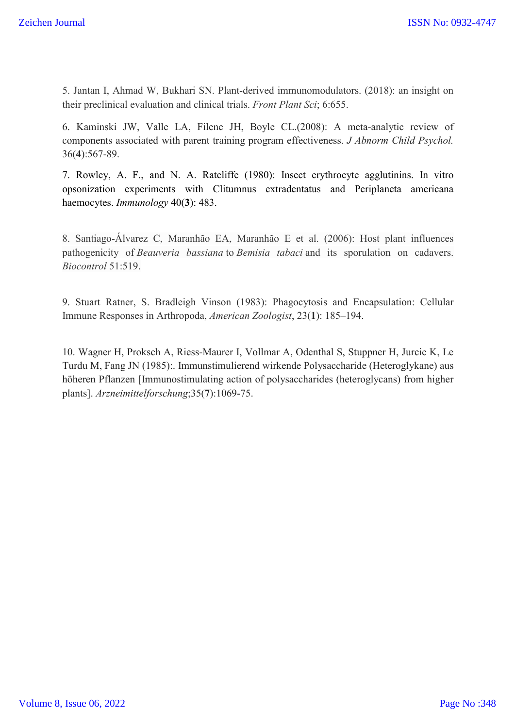5. Jantan I, Ahmad W, Bukhari SN. Plant-derived immunomodulators. (2018): an insight on their preclinical evaluation and clinical trials. *Front Plant Sci*; 6:655.

6. Kaminski JW, Valle LA, Filene JH, Boyle CL.(2008): A meta-analytic review of components associated with parent training program effectiveness. *J Abnorm Child Psychol.* 36(**4**):567-89.

7. Rowley, A. F., and N. A. Ratcliffe (1980): Insect erythrocyte agglutinins. In vitro opsonization experiments with Clitumnus extradentatus and Periplaneta americana haemocytes. *Immunology* 40(**3**): 483.

8. Santiago-Álvarez C, Maranhão EA, Maranhão E et al. (2006): Host plant influences pathogenicity of *Beauveria bassiana* to *Bemisia tabaci* and its sporulation on cadavers. *Biocontrol* 51:519.

9. Stuart Ratner, S. Bradleigh Vinson (1983): Phagocytosis and Encapsulation: Cellular Immune Responses in Arthropoda, *American Zoologist*, 23(**1**): 185–194.

10. Wagner H, Proksch A, Riess-Maurer I, Vollmar A, Odenthal S, Stuppner H, Jurcic K, Le Turdu M, Fang JN (1985):. Immunstimulierend wirkende Polysaccharide (Heteroglykane) aus höheren Pflanzen [Immunostimulating action of polysaccharides (heteroglycans) from higher plants]. *Arzneimittelforschung*;35(**7**):1069-75.